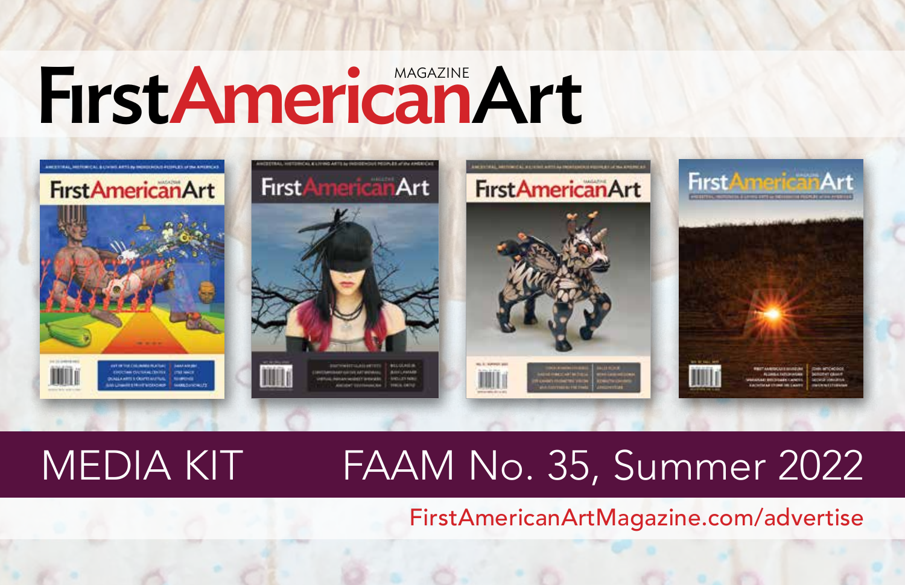# First American Art MAGAZINE

## MEDIA KIT

## FAAM No. 35, Summer 2022

FirstAmericanArtMagazine.com/advertise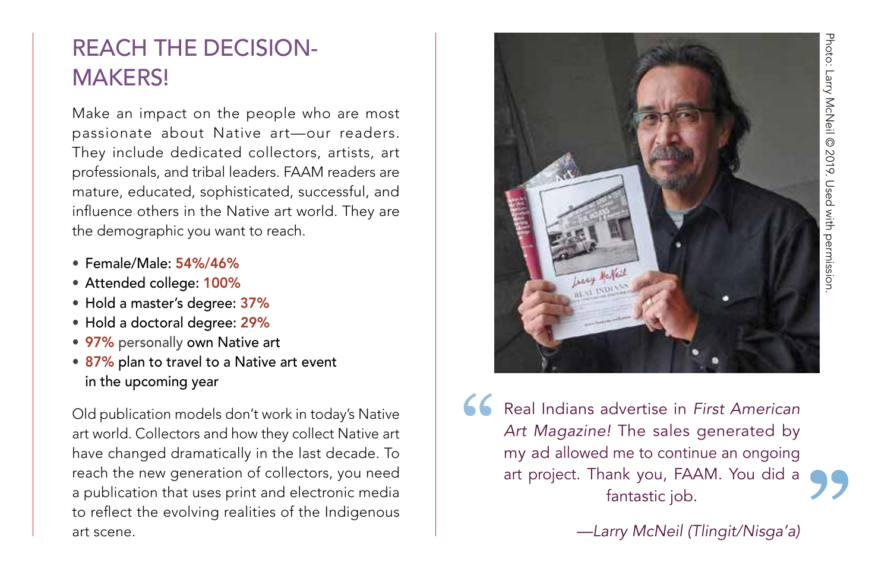## REACH THE DECISION-MAKERS!

Make an impact on the people who are most passionate about Native art—our readers. They include dedicated collectors, artists, art professionals, and tribal leaders. FAAM readers are mature, educated, sophisticated, successful, and influence others in the Native art world. They are the demographic you want to reach.

- Female/Male: **54%/46%**
- Attended college: **100%**
- Hold a master's degree: **37%**
- Hold a doctoral degree: **29%**
- **97%** personally own Native art
- **87%** plan to travel to a Native art event in the upcoming year

Old publication models don't work in today's Native art world. Collectors and how they collect Native art have changed dramatically in the last decade. To reach the new generation of collectors, you need a publication that uses print and electronic media to reflect the evolving realities of the Indigenous art scene.

Photo: Larry McNeil © 2019. Used with permission.

> "Real Indians advertise in *First American Art Magazine!* The sales generated by my ad allowed me to continue an ongoing art project. Thank you, FAAM. You did a fantastic job."
>
> *—Larry McNeil (Tlingit/Nisga'a)*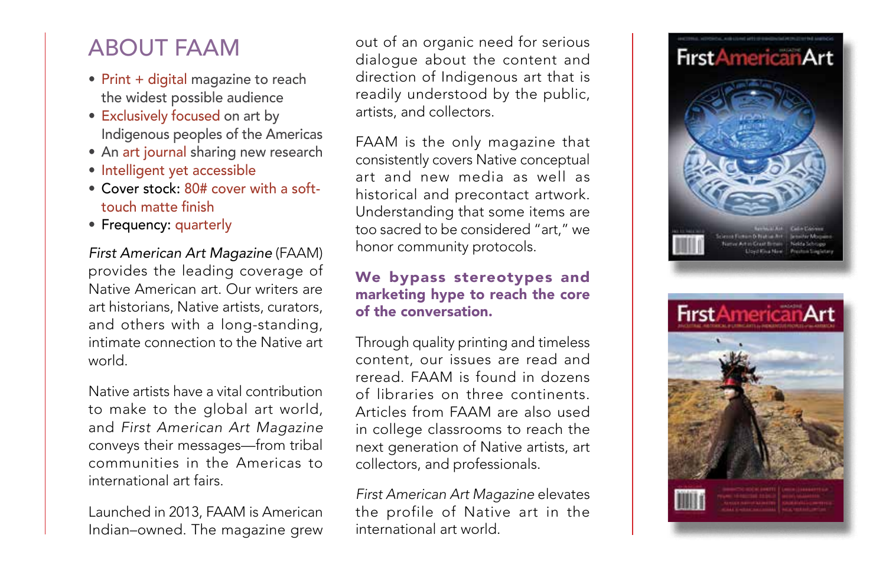# ABOUT FAAM

- Print + digital magazine to reach the widest possible audience
- Exclusively focused on art by Indigenous peoples of the Americas
- An art journal sharing new research
- Intelligent yet accessible
- Cover stock: 80# cover with a soft-touch matte finish
- Frequency: quarterly

*First American Art Magazine* (FAAM) provides the leading coverage of Native American art. Our writers are art historians, Native artists, curators, and others with a long-standing, intimate connection to the Native art world.

Native artists have a vital contribution to make to the global art world, and *First American Art Magazine* conveys their messages—from tribal communities in the Americas to international art fairs.

Launched in 2013, FAAM is American Indian–owned. The magazine grew out of an organic need for serious dialogue about the content and direction of Indigenous art that is readily understood by the public, artists, and collectors.

FAAM is the only magazine that consistently covers Native conceptual art and new media as well as historical and precontact artwork. Understanding that some items are too sacred to be considered "art," we honor community protocols.

**We bypass stereotypes and marketing hype to reach the core of the conversation.**

Through quality printing and timeless content, our issues are read and reread. FAAM is found in dozens of libraries on three continents. Articles from FAAM are also used in college classrooms to reach the next generation of Native artists, art collectors, and professionals.

*First American Art Magazine* elevates the profile of Native art in the international art world.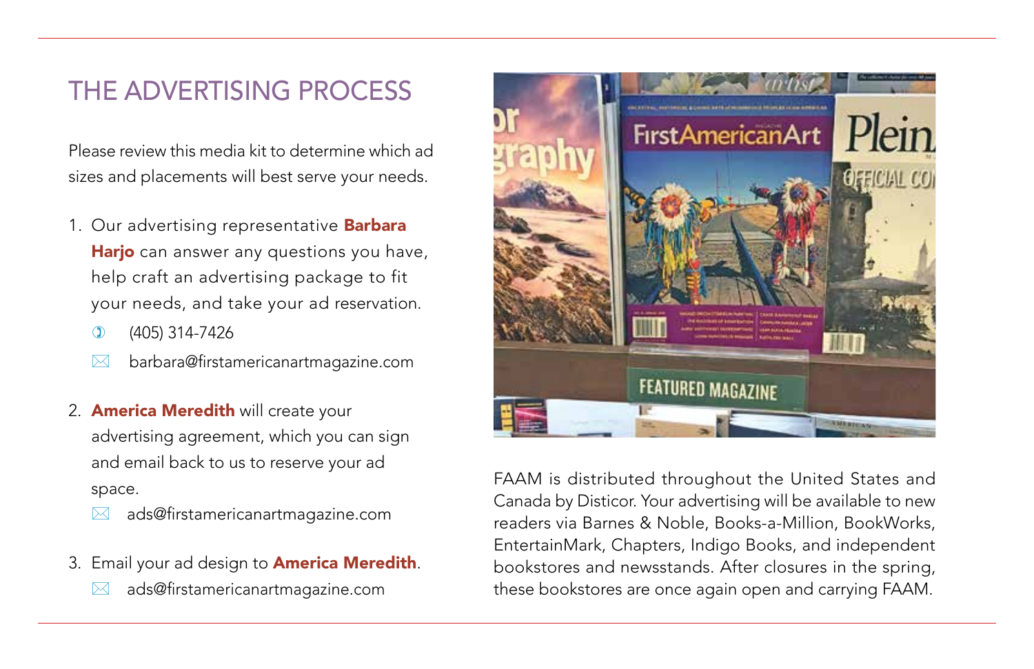# THE ADVERTISING PROCESS

Please review this media kit to determine which ad sizes and placements will best serve your needs.

1. Our advertising representative **Barbara Harjo** can answer any questions you have, help craft an advertising package to fit your needs, and take your ad reservation.
   - (405) 314-7426
   - barbara@firstamericanartmagazine.com

2. **America Meredith** will create your advertising agreement, which you can sign and email back to us to reserve your ad space.
   - ads@firstamericanartmagazine.com

3. Email your ad design to **America Meredith**.
   - ads@firstamericanartmagazine.com

FAAM is distributed throughout the United States and Canada by Disticor. Your advertising will be available to new readers via Barnes & Noble, Books-a-Million, BookWorks, EntertainMark, Chapters, Indigo Books, and independent bookstores and newsstands. After closures in the spring, these bookstores are once again open and carrying FAAM.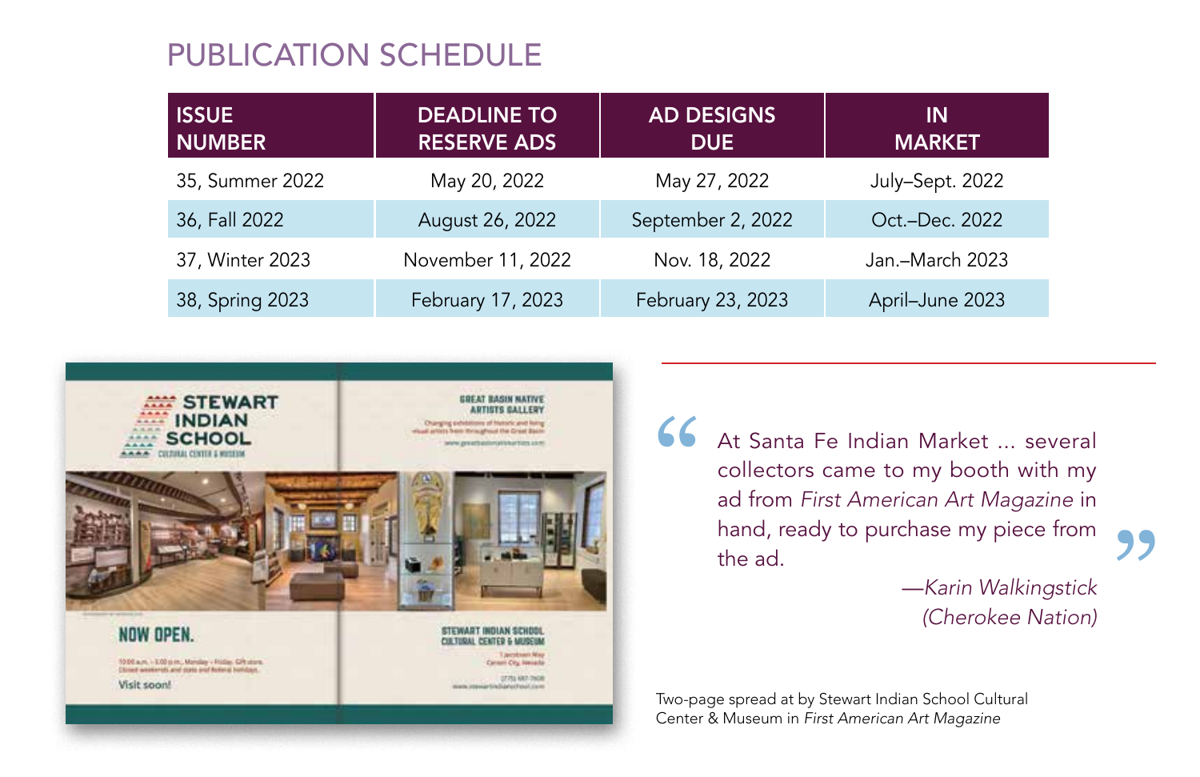## PUBLICATION SCHEDULE

| ISSUE NUMBER | DEADLINE TO RESERVE ADS | AD DESIGNS DUE | IN MARKET |
|---|---|---|---|
| 35, Summer 2022 | May 20, 2022 | May 27, 2022 | July–Sept. 2022 |
| 36, Fall 2022 | August 26, 2022 | September 2, 2022 | Oct.–Dec. 2022 |
| 37, Winter 2023 | November 11, 2022 | Nov. 18, 2022 | Jan.–March 2023 |
| 38, Spring 2023 | February 17, 2023 | February 23, 2023 | April–June 2023 |

> "At Santa Fe Indian Market ... several collectors came to my booth with my ad from *First American Art Magazine* in hand, ready to purchase my piece from the ad."
>
> —*Karin Walkingstick (Cherokee Nation)*

Two-page spread at by Stewart Indian School Cultural Center & Museum in *First American Art Magazine*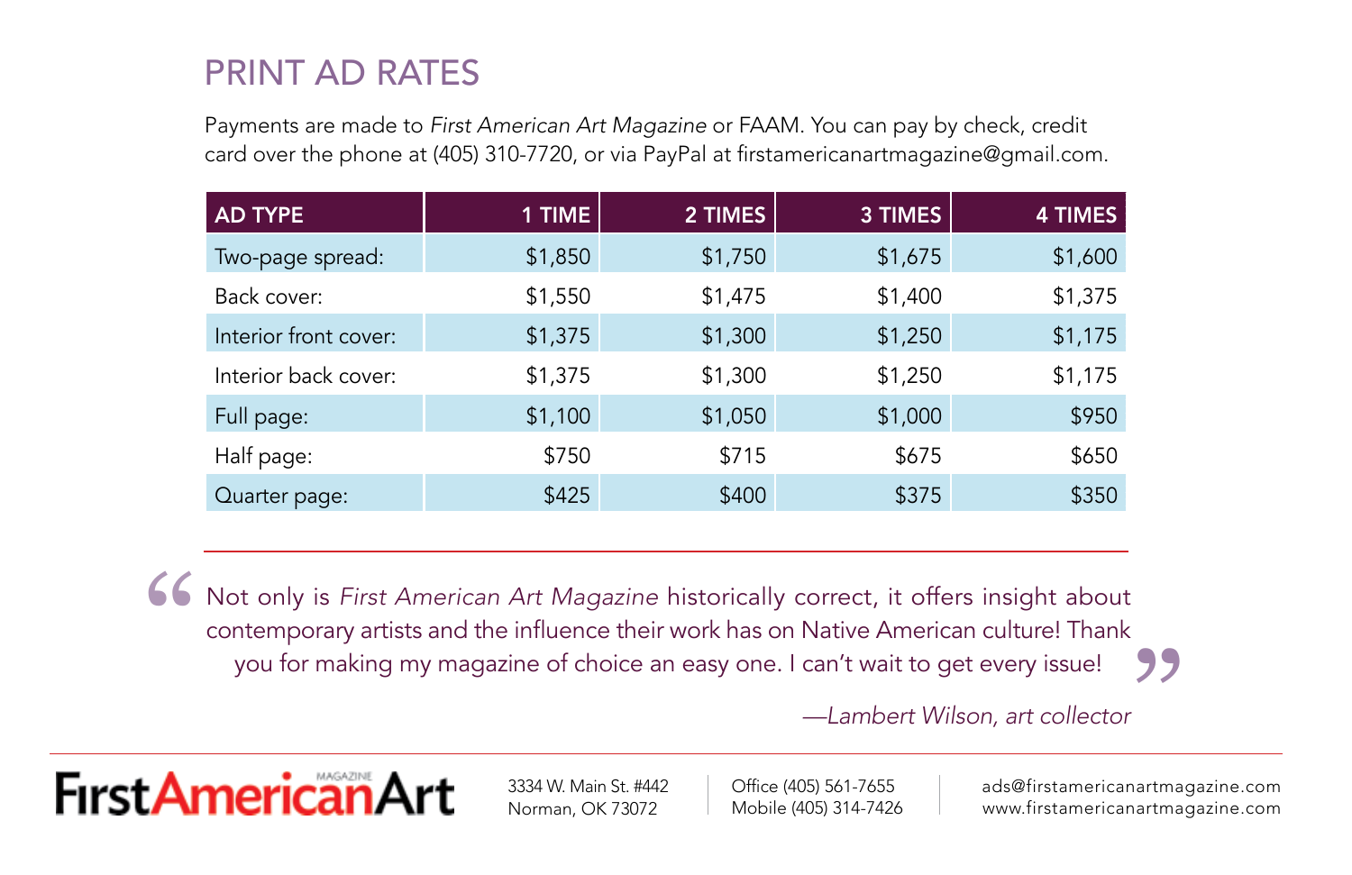## PRINT AD RATES

Payments are made to *First American Art Magazine* or FAAM. You can pay by check, credit card over the phone at (405) 310-7720, or via PayPal at firstamericanartmagazine@gmail.com.

| AD TYPE | 1 TIME | 2 TIMES | 3 TIMES | 4 TIMES |
|---|---|---|---|---|
| Two-page spread: | $1,850 | $1,750 | $1,675 | $1,600 |
| Back cover: | $1,550 | $1,475 | $1,400 | $1,375 |
| Interior front cover: | $1,375 | $1,300 | $1,250 | $1,175 |
| Interior back cover: | $1,375 | $1,300 | $1,250 | $1,175 |
| Full page: | $1,100 | $1,050 | $1,000 | $950 |
| Half page: | $750 | $715 | $675 | $650 |
| Quarter page: | $425 | $400 | $375 | $350 |

> "Not only is *First American Art Magazine* historically correct, it offers insight about contemporary artists and the influence their work has on Native American culture! Thank you for making my magazine of choice an easy one. I can't wait to get every issue!"
>
> *—Lambert Wilson, art collector*

First American Art Magazine

3334 W. Main St. #442
Norman, OK 73072

Office (405) 561-7655
Mobile (405) 314-7426

ads@firstamericanartmagazine.com
www.firstamericanartmagazine.com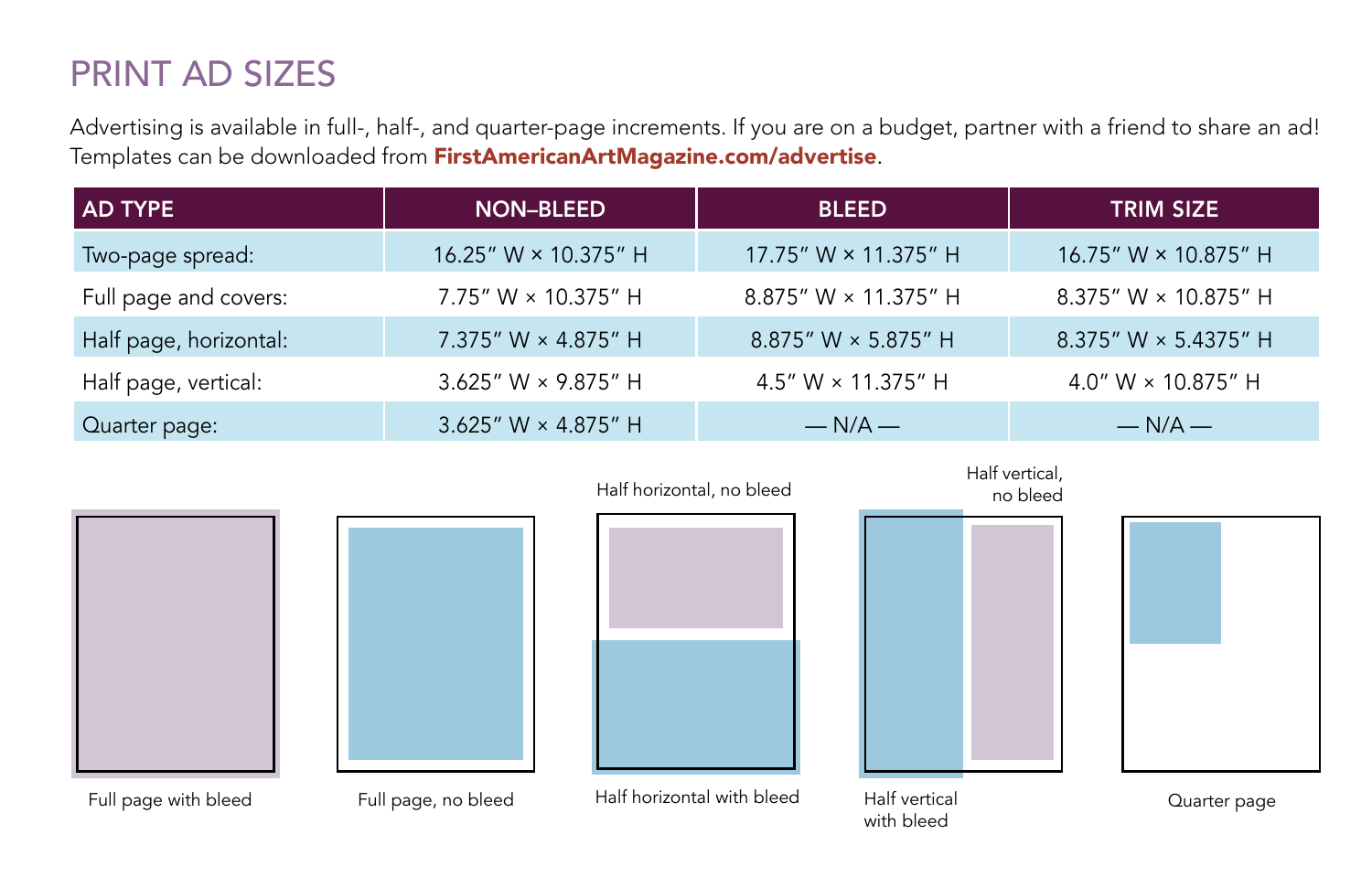# PRINT AD SIZES

Advertising is available in full-, half-, and quarter-page increments. If you are on a budget, partner with a friend to share an ad! Templates can be downloaded from **FirstAmericanArtMagazine.com/advertise**.

| AD TYPE | NON–BLEED | BLEED | TRIM SIZE |
|---|---|---|---|
| Two-page spread: | 16.25″ W × 10.375″ H | 17.75″ W × 11.375″ H | 16.75″ W × 10.875″ H |
| Full page and covers: | 7.75″ W × 10.375″ H | 8.875″ W × 11.375″ H | 8.375″ W × 10.875″ H |
| Half page, horizontal: | 7.375″ W × 4.875″ H | 8.875″ W × 5.875″ H | 8.375″ W × 5.4375″ H |
| Half page, vertical: | 3.625″ W × 9.875″ H | 4.5″ W × 11.375″ H | 4.0″ W × 10.875″ H |
| Quarter page: | 3.625″ W × 4.875″ H | — N/A — | — N/A — |

Full page with bleed

Full page, no bleed

Half horizontal, no bleed

Half horizontal with bleed

Half vertical, no bleed

Half vertical with bleed

Quarter page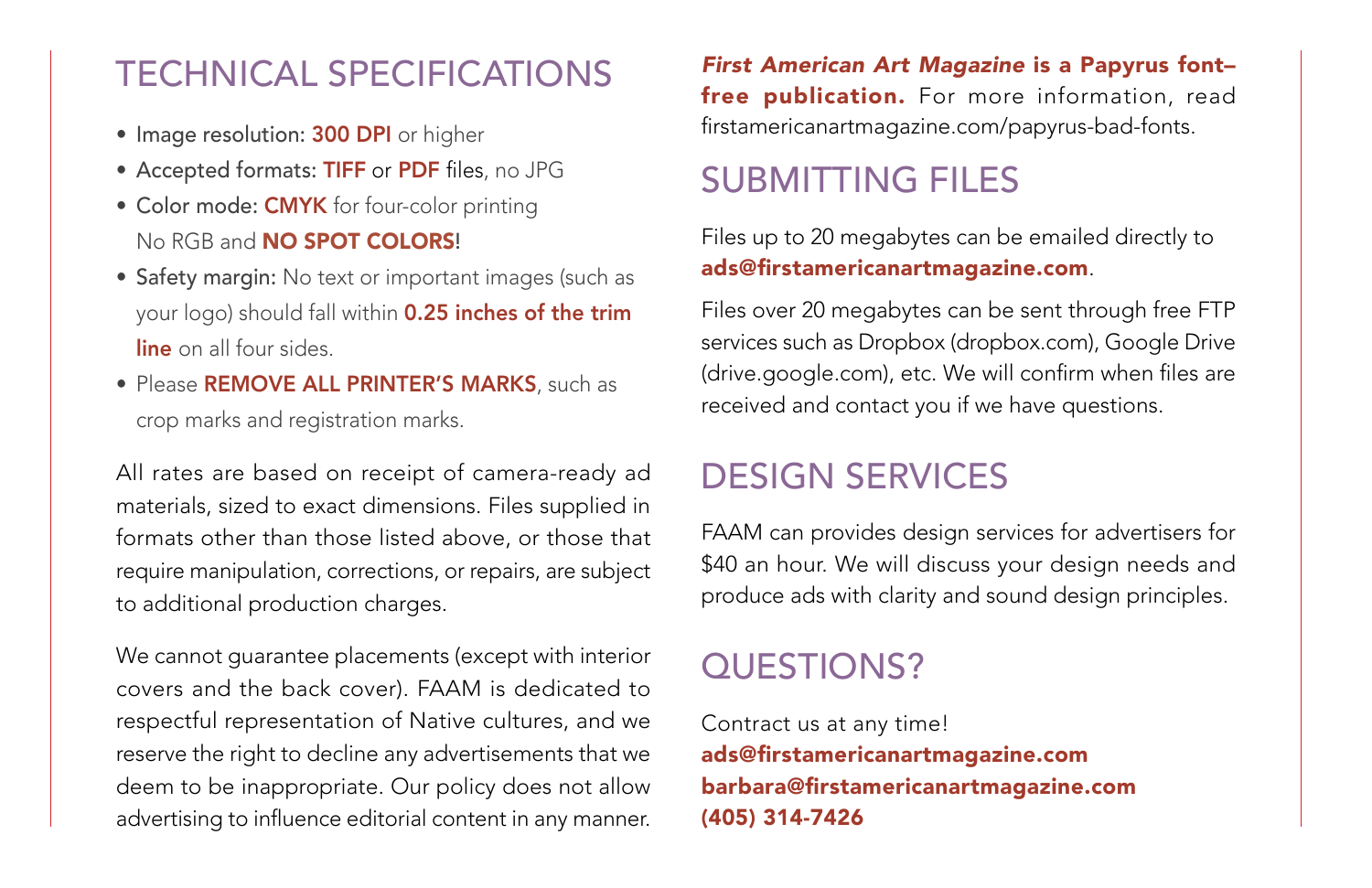## TECHNICAL SPECIFICATIONS

- Image resolution: **300 DPI** or higher
- Accepted formats: **TIFF** or **PDF** files, no JPG
- Color mode: **CMYK** for four-color printing
  No RGB and **NO SPOT COLORS**!
- Safety margin: No text or important images (such as your logo) should fall within **0.25 inches of the trim line** on all four sides.
- Please **REMOVE ALL PRINTER'S MARKS**, such as crop marks and registration marks.

All rates are based on receipt of camera-ready ad materials, sized to exact dimensions. Files supplied in formats other than those listed above, or those that require manipulation, corrections, or repairs, are subject to additional production charges.

We cannot guarantee placements (except with interior covers and the back cover). FAAM is dedicated to respectful representation of Native cultures, and we reserve the right to decline any advertisements that we deem to be inappropriate. Our policy does not allow advertising to influence editorial content in any manner.

***First American Art Magazine* is a Papyrus font–free publication.** For more information, read firstamericanartmagazine.com/papyrus-bad-fonts.

## SUBMITTING FILES

Files up to 20 megabytes can be emailed directly to **ads@firstamericanartmagazine.com**.

Files over 20 megabytes can be sent through free FTP services such as Dropbox (dropbox.com), Google Drive (drive.google.com), etc. We will confirm when files are received and contact you if we have questions.

## DESIGN SERVICES

FAAM can provides design services for advertisers for $40 an hour. We will discuss your design needs and produce ads with clarity and sound design principles.

## QUESTIONS?

Contract us at any time!
**ads@firstamericanartmagazine.com**
**barbara@firstamericanartmagazine.com**
**(405) 314-7426**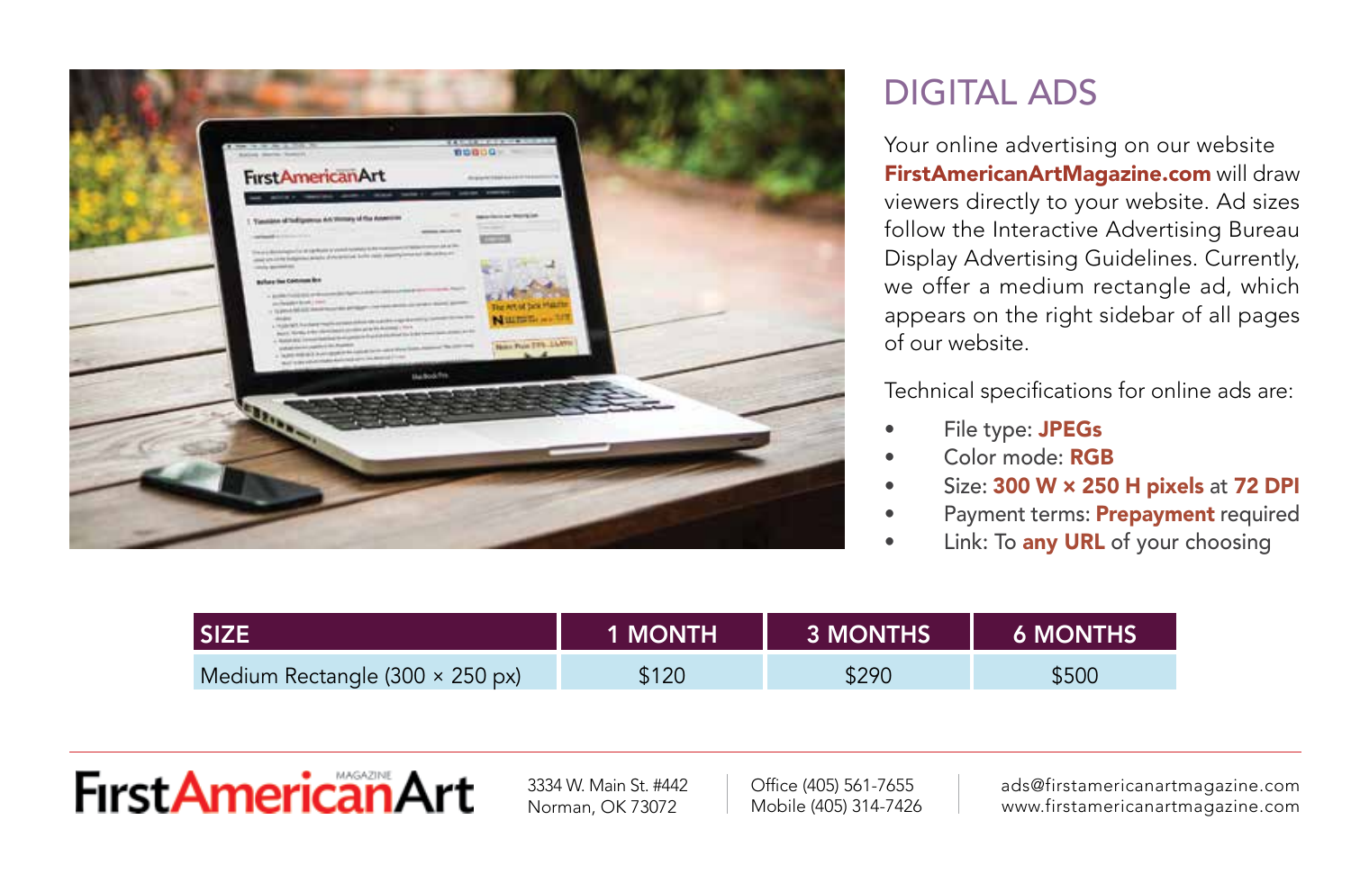# DIGITAL ADS

Your online advertising on our website **FirstAmericanArtMagazine.com** will draw viewers directly to your website. Ad sizes follow the Interactive Advertising Bureau Display Advertising Guidelines. Currently, we offer a medium rectangle ad, which appears on the right sidebar of all pages of our website.

Technical specifications for online ads are:

- File type: **JPEGs**
- Color mode: **RGB**
- Size: **300 W × 250 H pixels** at **72 DPI**
- Payment terms: **Prepayment** required
- Link: To **any URL** of your choosing

| SIZE | 1 MONTH | 3 MONTHS | 6 MONTHS |
|---|---|---|---|
| Medium Rectangle (300 × 250 px) | $120 | $290 | $500 |

First American Art MAGAZINE

3334 W. Main St. #442
Norman, OK 73072

Office (405) 561-7655
Mobile (405) 314-7426

ads@firstamericanartmagazine.com
www.firstamericanartmagazine.com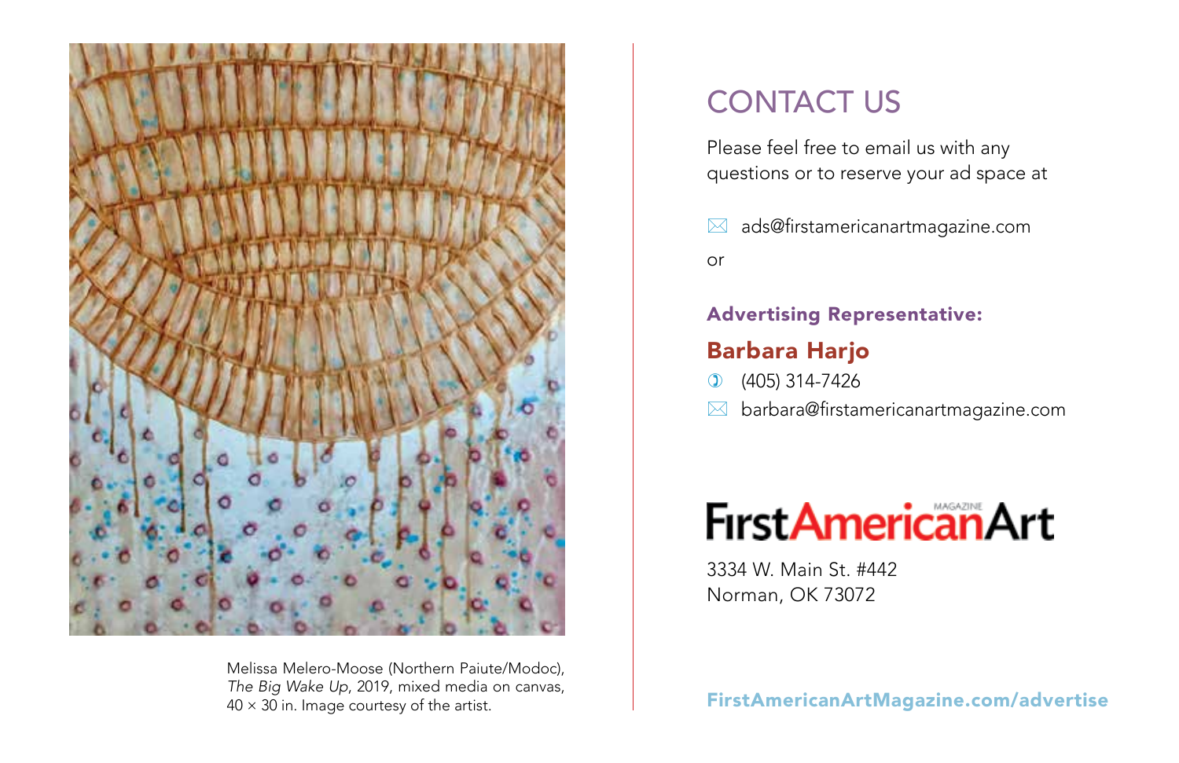Melissa Melero-Moose (Northern Paiute/Modoc), *The Big Wake Up*, 2019, mixed media on canvas, 40 × 30 in. Image courtesy of the artist.

# CONTACT US

Please feel free to email us with any questions or to reserve your ad space at

✉ ads@firstamericanartmagazine.com

or

**Advertising Representative:**

## Barbara Harjo

(405) 314-7426

✉ barbara@firstamericanartmagazine.com

First American Art MAGAZINE

3334 W. Main St. #442
Norman, OK 73072

**FirstAmericanArtMagazine.com/advertise**